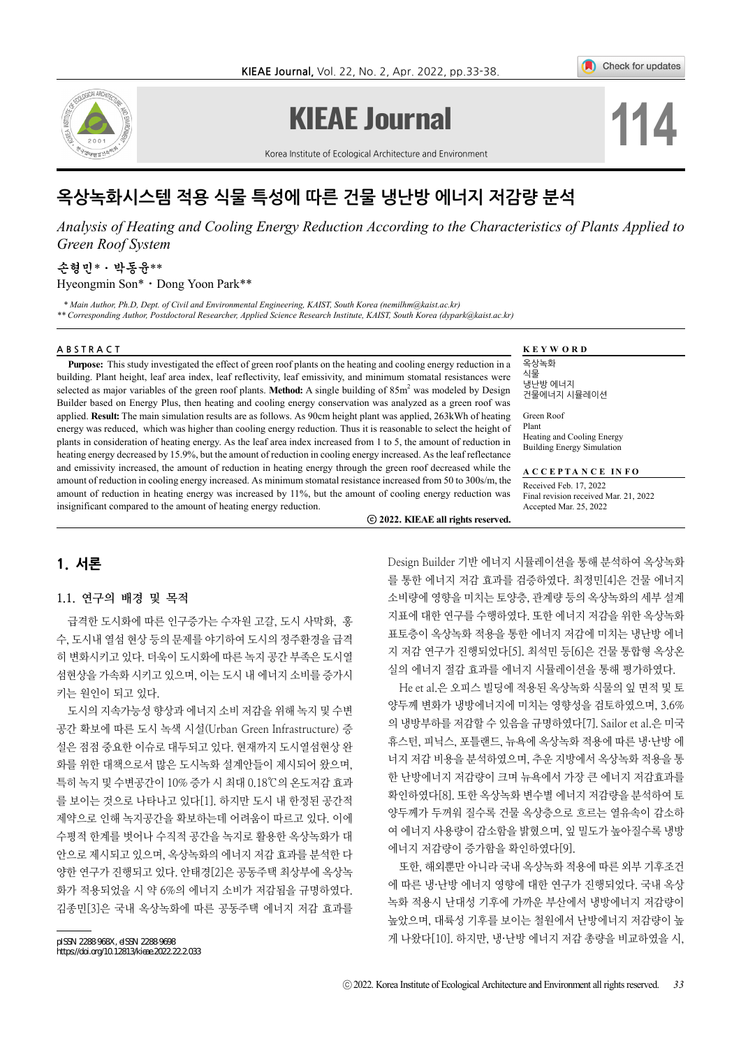# 옥상녹화시스템 적용 식물 특성에 따른 건물 냉난방 에너지 저감량 분석

*Analysis of Heating and Cooling Energy Reduction According to the Characteristics of Plants Applied to Green Roof System*

**손형민\* · 박동윤\*\***

Hyeongmin Son\* · Dong Yoon Park\*\*

*\* Main Author, Ph.D, Dept. of Civil and Environmental Engineering, KAIST, South Korea (nemilhm@kaist.ac.kr)*
*\*\* Corresponding Author, Postdoctoral Researcher, Applied Science Research Institute, KAIST, South Korea (dypark@kaist.ac.kr)*

## ABSTRACT

**Purpose:** This study investigated the effect of green roof plants on the heating and cooling energy reduction in a building. Plant height, leaf area index, leaf reflectivity, leaf emissivity, and minimum stomatal resistances were selected as major variables of the green roof plants. **Method:** A single building of 85m$^2$ was modeled by Design Builder based on Energy Plus, then heating and cooling energy conservation was analyzed as a green roof was applied. **Result:** The main simulation results are as follows. As 90cm height plant was applied, 263kWh of heating energy was reduced, which was higher than cooling energy reduction. Thus it is reasonable to select the height of plants in consideration of heating energy. As the leaf area index increased from 1 to 5, the amount of reduction in heating energy decreased by 15.9%, but the amount of reduction in cooling energy increased. As the leaf reflectance and emissivity increased, the amount of reduction in heating energy through the green roof decreased while the amount of reduction in cooling energy increased. As minimum stomatal resistance increased from 50 to 300s/m, the amount of reduction in heating energy was increased by 11%, but the amount of cooling energy reduction was insignificant compared to the amount of heating energy reduction.

**ⓒ 2022. KIEAE all rights reserved.**

## KEYWORD

옥상녹화
식물
냉난방 에너지
건물에너지 시뮬레이션

Green Roof
Plant
Heating and Cooling Energy
Building Energy Simulation

## ACCEPTANCE INFO

Received Feb. 17, 2022
Final revision received Mar. 21, 2022
Accepted Mar. 25, 2022

## 1. 서론

### 1.1. 연구의 배경 및 목적

급격한 도시화에 따른 인구증가는 수자원 고갈, 도시 사막화, 홍수, 도시내 열섬 현상 등의 문제를 야기하여 도시의 정주환경을 급격히 변화시키고 있다. 더욱이 도시화에 따른 녹지 공간 부족은 도시열섬현상을 가속화 시키고 있으며, 이는 도시 내 에너지 소비를 증가시키는 원인이 되고 있다.

도시의 지속가능성 향상과 에너지 소비 저감을 위해 녹지 및 수변공간 확보에 따른 도시 녹색 시설(Urban Green Infrastructure) 증설은 점점 중요한 이슈로 대두되고 있다. 현재까지 도시열섬현상 완화를 위한 대책으로서 많은 도시녹화 설계안들이 제시되어 왔으며, 특히 녹지 및 수변공간이 10% 증가 시 최대 0.18℃의 온도저감 효과를 보이는 것으로 나타나고 있다[1]. 하지만 도시 내 한정된 공간적 제약으로 인해 녹지공간을 확보하는데 어려움이 따르고 있다. 이에 수평적 한계를 벗어나 수직적 공간을 녹지로 활용한 옥상녹화가 대안으로 제시되고 있으며, 옥상녹화의 에너지 저감 효과를 분석한 다양한 연구가 진행되고 있다. 안태경[2]은 공동주택 최상부에 옥상녹화가 적용되었을 시 약 6%의 에너지 소비가 저감됨을 규명하였다. 김종민[3]은 국내 옥상녹화에 따른 공동주택 에너지 저감 효과를 Design Builder 기반 에너지 시뮬레이션을 통해 분석하여 옥상녹화를 통한 에너지 저감 효과를 검증하였다. 최정민[4]은 건물 에너지 소비량에 영향을 미치는 토양층, 관계량 등의 옥상녹화의 세부 설계 지표에 대한 연구를 수행하였다. 또한 에너지 저감을 위한 옥상녹화 표토층이 옥상녹화 적용을 통한 에너지 저감에 미치는 냉난방 에너지 저감 연구가 진행되었다[5]. 최석민 등[6]은 건물 통합형 옥상온실의 에너지 절감 효과를 에너지 시뮬레이션을 통해 평가하였다.

He et al.은 오피스 빌딩에 적용된 옥상녹화 식물의 잎 면적 및 토양두께 변화가 냉방에너지에 미치는 영향성을 검토하였으며, 3.6%의 냉방부하를 저감할 수 있음을 규명하였다[7]. Sailor et al.은 미국 휴스턴, 피닉스, 포틀랜드, 뉴욕에 옥상녹화 적용에 따른 냉·난방 에너지 저감 비용을 분석하였으며, 추운 지방에서 옥상녹화 적용을 통한 난방에너지 저감량이 크며 뉴욕에서 가장 큰 에너지 저감효과를 확인하였다[8]. 또한 옥상녹화 변수별 에너지 저감량을 분석하여 토양두께가 두꺼워 질수록 건물 옥상층으로 흐르는 열유속이 감소하여 에너지 사용량이 감소함을 밝혔으며, 잎 밀도가 높아질수록 냉방에너지 저감량이 증가함을 확인하였다[9].

또한, 해외뿐만 아니라 국내 옥상녹화 적용에 따른 외부 기후조건에 따른 냉·난방 에너지 영향에 대한 연구가 진행되었다. 국내 옥상녹화 적용시 난대성 기후에 가까운 부산에서 냉방에너지 저감량이 높았으며, 대륙성 기후를 보이는 철원에서 난방에너지 저감량이 높게 나왔다[10]. 하지만, 냉·난방 에너지 저감 총량을 비교하였을 시,

pISSN 2288-968X, eISSN 2288-9698
https://doi.org/10.12813/kieae.2022.22.2.033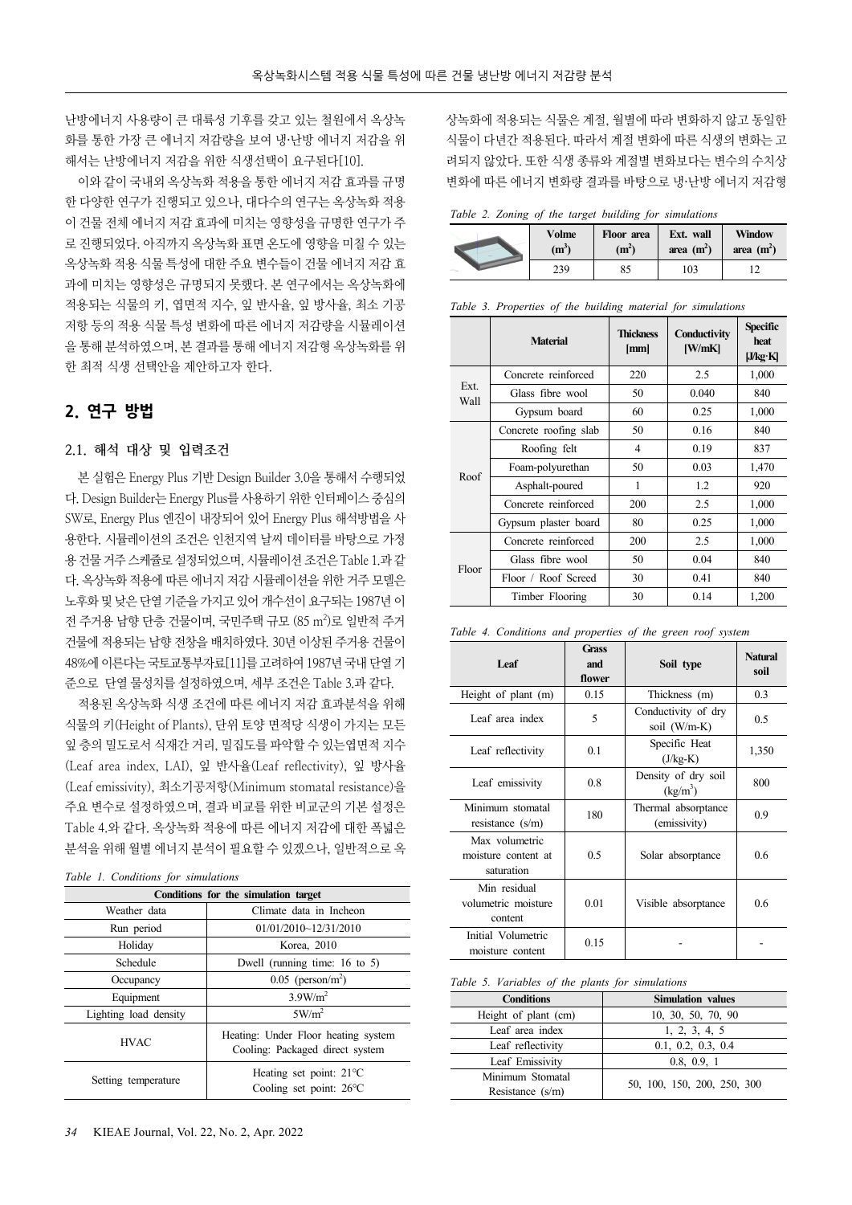난방에너지 사용량이 큰 대륙성 기후를 갖고 있는 철원에서 옥상녹화를 통한 가장 큰 에너지 저감량을 보여 냉·난방 에너지 저감을 위해서는 난방에너지 저감을 위한 식생선택이 요구된다[10].

이와 같이 국내외 옥상녹화 적용을 통한 에너지 저감 효과를 규명한 다양한 연구가 진행되고 있으나, 대다수의 연구는 옥상녹화 적용이 건물 전체 에너지 저감 효과에 미치는 영향성을 규명한 연구가 주로 진행되었다. 아직까지 옥상녹화 표면 온도에 영향을 미칠 수 있는 옥상녹화 적용 식물 특성에 대한 주요 변수들이 건물 에너지 저감 효과에 미치는 영향성은 규명되지 못했다. 본 연구에서는 옥상녹화에 적용되는 식물의 키, 엽면적 지수, 잎 반사율, 잎 방사율, 최소 기공 저항 등의 적용 식물 특성 변화에 따른 에너지 저감량을 시뮬레이션을 통해 분석하였으며, 본 결과를 통해 에너지 저감형 옥상녹화를 위한 최적 식생 선택안을 제안하고자 한다.

## 2. 연구 방법

### 2.1. 해석 대상 및 입력조건

본 실험은 Energy Plus 기반 Design Builder 3.0을 통해서 수행되었다. Design Builder는 Energy Plus를 사용하기 위한 인터페이스 중심의 SW로, Energy Plus 엔진이 내장되어 있어 Energy Plus 해석방법을 사용한다. 시뮬레이션의 조건은 인천지역 날씨 데이터를 바탕으로 가정용 건물 거주 스케쥴로 설정되었으며, 시뮬레이션 조건은 Table 1.과 같다. 옥상녹화 적용에 따른 에너지 저감 시뮬레이션을 위한 거주 모델은 노후화 및 낮은 단열 기준을 가지고 있어 개수선이 요구되는 1987년 이전 주거용 남향 단층 건물이며, 국민주택 규모 (85 $m^2$)로 일반적 주거 건물에 적용되는 남향 전창을 배치하였다. 30년 이상된 주거용 건물이 48%에 이른다는 국토교통부자료[11]를 고려하여 1987년 국내 단열 기준으로 단열 물성치를 설정하였으며, 세부 조건은 Table 3.과 같다.

적용된 옥상녹화 식생 조건에 따른 에너지 저감 효과분석을 위해 식물의 키(Height of Plants), 단위 토양 면적당 식생이 가지는 모든 잎 층의 밀도로서 식재간 거리, 밀집도를 파악할 수 있는엽면적 지수(Leaf area index, LAI), 잎 반사율(Leaf reflectivity), 잎 방사율(Leaf emissivity), 최소기공저항(Minimum stomatal resistance)을 주요 변수로 설정하였으며, 결과 비교를 위한 비교군의 기본 설정은 Table 4.와 같다. 옥상녹화 적용에 따른 에너지 저감에 대한 폭넓은 분석을 위해 월별 에너지 분석이 필요할 수 있겠으나, 일반적으로 옥상녹화에 적용되는 식물은 계절, 월별에 따라 변화하지 않고 동일한 식물이 다년간 적용된다. 따라서 계절 변화에 따른 식생의 변화는 고려되지 않았다. 또한 식생 종류와 계절별 변화보다는 변수의 수치상 변화에 따른 에너지 변화량 결과를 바탕으로 냉·난방 에너지 저감형

*Table 1. Conditions for simulations*

| Conditions for the simulation target | |
|---|---|
| Weather data | Climate data in Incheon |
| Run period | 01/01/2010~12/31/2010 |
| Holiday | Korea, 2010 |
| Schedule | Dwell (running time: 16 to 5) |
| Occupancy | 0.05 (person/$m^2$) |
| Equipment | 3.9W/$m^2$ |
| Lighting load density | 5W/$m^2$ |
| HVAC | Heating: Under Floor heating system<br>Cooling: Packaged direct system |
| Setting temperature | Heating set point: 21℃<br>Cooling set point: 26℃ |

*Table 2. Zoning of the target building for simulations*

| | Volme ($m^3$) | Floor area ($m^2$) | Ext. wall area ($m^2$) | Window area ($m^2$) |
|---|---|---|---|---|
| | 239 | 85 | 103 | 12 |

*Table 3. Properties of the building material for simulations*

| | Material | Thickness [mm] | Conductivity [W/mK] | Specific heat [J/kg·K] |
|---|---|---|---|---|
| Ext. Wall | Concrete reinforced | 220 | 2.5 | 1,000 |
| | Glass fibre wool | 50 | 0.040 | 840 |
| | Gypsum board | 60 | 0.25 | 1,000 |
| Roof | Concrete roofing slab | 50 | 0.16 | 840 |
| | Roofing felt | 4 | 0.19 | 837 |
| | Foam-polyurethan | 50 | 0.03 | 1,470 |
| | Asphalt-poured | 1 | 1.2 | 920 |
| | Concrete reinforced | 200 | 2.5 | 1,000 |
| | Gypsum plaster board | 80 | 0.25 | 1,000 |
| Floor | Concrete reinforced | 200 | 2.5 | 1,000 |
| | Glass fibre wool | 50 | 0.04 | 840 |
| | Floor / Roof Screed | 30 | 0.41 | 840 |
| | Timber Flooring | 30 | 0.14 | 1,200 |

*Table 4. Conditions and properties of the green roof system*

| Leaf | Grass and flower | Soil type | Natural soil |
|---|---|---|---|
| Height of plant (m) | 0.15 | Thickness (m) | 0.3 |
| Leaf area index | 5 | Conductivity of dry soil (W/m-K) | 0.5 |
| Leaf reflectivity | 0.1 | Specific Heat (J/kg-K) | 1,350 |
| Leaf emissivity | 0.8 | Density of dry soil (kg/$m^3$) | 800 |
| Minimum stomatal resistance (s/m) | 180 | Thermal absorptance (emissivity) | 0.9 |
| Max volumetric moisture content at saturation | 0.5 | Solar absorptance | 0.6 |
| Min residual volumetric moisture content | 0.01 | Visible absorptance | 0.6 |
| Initial Volumetric moisture content | 0.15 | - | - |

*Table 5. Variables of the plants for simulations*

| Conditions | Simulation values |
|---|---|
| Height of plant (cm) | 10, 30, 50, 70, 90 |
| Leaf area index | 1, 2, 3, 4, 5 |
| Leaf reflectivity | 0.1, 0.2, 0.3, 0.4 |
| Leaf Emissivity | 0.8, 0.9, 1 |
| Minimum Stomatal Resistance (s/m) | 50, 100, 150, 200, 250, 300 |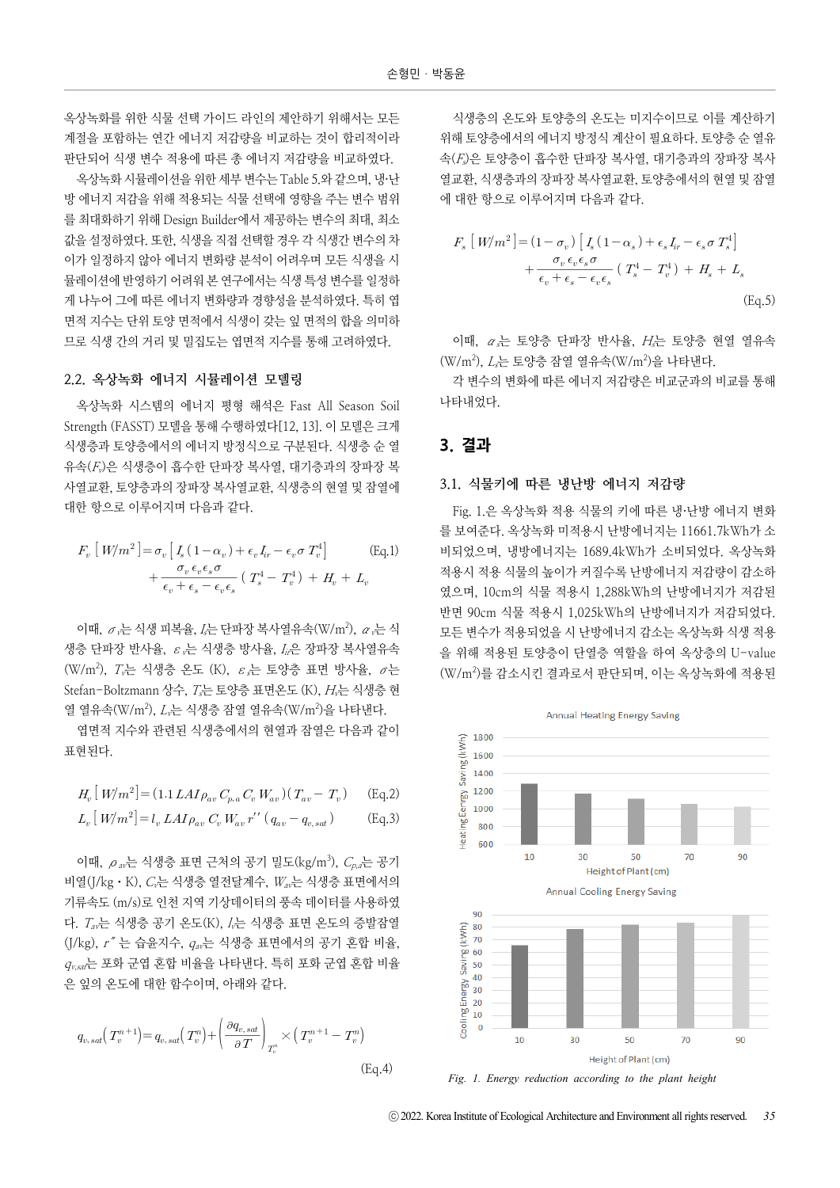옥상녹화를 위한 식물 선택 가이드 라인의 제안하기 위해서는 모든 계절을 포함하는 연간 에너지 저감량을 비교하는 것이 합리적이라 판단되어 식생 변수 적용에 따른 총 에너지 저감량을 비교하였다.

옥상녹화 시뮬레이션을 위한 세부 변수는 Table 5.와 같으며, 냉·난방 에너지 저감을 위해 적용되는 식물 선택에 영향을 주는 변수 범위를 최대화하기 위해 Design Builder에서 제공하는 변수의 최대, 최소 값을 설정하였다. 또한, 식생을 직접 선택할 경우 각 식생간 변수의 차이가 일정하지 않아 에너지 변화량 분석이 어려우며 모든 식생을 시뮬레이션에 반영하기 어려워 본 연구에서는 식생 특성 변수를 일정하게 나누어 그에 따른 에너지 변화량과 경향성을 분석하였다. 특히 엽면적 지수는 단위 토양 면적에서 식생이 갖는 잎 면적의 합을 의미하므로 식생 간의 거리 및 밀집도는 엽면적 지수를 통해 고려하였다.

## 2.2. 옥상녹화 에너지 시뮬레이션 모델링

옥상녹화 시스템의 에너지 평형 해석은 Fast All Season Soil Strength (FASST) 모델을 통해 수행하였다[12, 13]. 이 모델은 크게 식생층과 토양층에서의 에너지 방정식으로 구분된다. 식생층 순 열유속($F_v$)은 식생층이 흡수한 단파장 복사열, 대기층과의 장파장 복사열교환, 토양층과의 장파장 복사열교환, 식생층의 현열 및 잠열에 대한 항으로 이루어지며 다음과 같다.

$$F_v\,[W/m^2] = \sigma_v\left[I_s(1-\alpha_v) + \epsilon_v I_{ir} - \epsilon_v \sigma T_v^4\right] + \frac{\sigma_v \epsilon_v \epsilon_s \sigma}{\epsilon_v + \epsilon_s - \epsilon_v \epsilon_s}\left(T_s^4 - T_v^4\right) + H_v + L_v \quad \text{(Eq.1)}$$

이때, $\sigma_v$는 식생 피복율, $I_s$는 단파장 복사열유속(W/m$^2$), $\alpha_v$는 식생층 단파장 반사율, $\epsilon_v$는 식생층 방사율, $I_{ir}$은 장파장 복사열유속(W/m$^2$), $T_v$는 식생층 온도 (K), $\epsilon_s$는 토양층 표면 방사율, $\sigma$는 Stefan-Boltzmann 상수, $T_s$는 토양층 표면온도 (K), $H_v$는 식생층 현열 열유속(W/m$^2$), $L_v$는 식생층 잠열 열유속(W/m$^2$)을 나타낸다.

엽면적 지수와 관련된 식생층에서의 현열과 잠열은 다음과 같이 표현된다.

$$H_v\,[W/m^2] = (1.1\,LAI\,\rho_{av}\,C_{p,a}\,C_v\,W_{av})(T_{av} - T_v) \quad \text{(Eq.2)}$$

$$L_v\,[W/m^2] = l_v\,LAI\,\rho_{av}\,C_v\,W_{av}\,r''\,(q_{av} - q_{v,sat}) \quad \text{(Eq.3)}$$

이때, $\rho_{av}$는 식생층 표면 근처의 공기 밀도(kg/m$^3$), $C_{p,a}$는 공기 비열(J/kg・K), $C_v$는 식생층 열전달계수, $W_{av}$는 식생층 표면에서의 기류속도 (m/s)로 인천 지역 기상데이터의 풍속 데이터를 사용하였다. $T_{av}$는 식생층 공기 온도(K), $l_v$는 식생층 표면 온도의 증발잠열 (J/kg), $r''$는 습윤지수, $q_{av}$는 식생층 표면에서의 공기 혼합 비율, $q_{v,sat}$는 포화 군엽 혼합 비율을 나타낸다. 특히 포화 군엽 혼합 비율은 잎의 온도에 대한 함수이며, 아래와 같다.

$$q_{v,sat}\left(T_v^{n+1}\right) = q_{v,sat}\left(T_v^{n}\right) + \left(\frac{\partial q_{v,sat}}{\partial T}\right)_{T_v^n} \times \left(T_v^{n+1} - T_v^{n}\right) \quad \text{(Eq.4)}$$

식생층의 온도와 토양층의 온도는 미지수이므로 이를 계산하기 위해 토양층에서의 에너지 방정식 계산이 필요하다. 토양층 순 열유속($F_s$)은 토양층이 흡수한 단파장 복사열, 대기층과의 장파장 복사열교환, 식생층과의 장파장 복사열교환, 토양층에서의 현열 및 잠열에 대한 항으로 이루어지며 다음과 같다.

$$F_s\,[W/m^2] = (1-\sigma_v)\left[I_s(1-\alpha_s) + \epsilon_s I_{ir} - \epsilon_s \sigma T_s^4\right] + \frac{\sigma_v \epsilon_v \epsilon_s \sigma}{\epsilon_v + \epsilon_s - \epsilon_v \epsilon_s}\left(T_v^4 - T_s^4\right) + H_s + L_s \quad \text{(Eq.5)}$$

이때, $\alpha_s$는 토양층 단파장 반사율, $H_s$는 토양층 현열 열유속(W/m$^2$), $L_s$는 토양층 잠열 열유속(W/m$^2$)을 나타낸다.

각 변수의 변화에 따른 에너지 저감량은 비교군과의 비교를 통해 나타내었다.

# 3. 결과

## 3.1. 식물키에 따른 냉난방 에너지 저감량

Fig. 1.은 옥상녹화 적용 식물의 키에 따른 냉·난방 에너지 변화를 보여준다. 옥상녹화 미적용시 난방에너지는 11661.7kWh가 소비되었으며, 냉방에너지는 1689.4kWh가 소비되었다. 옥상녹화 적용시 적용 식물의 높이가 커질수록 난방에너지 저감량이 감소하였으며, 10cm의 식물 적용시 1,288kWh의 난방에너지가 저감된 반면 90cm 식물 적용시 1,025kWh의 난방에너지가 저감되었다. 모든 변수가 적용되었을 시 난방에너지 감소는 옥상녹화 식생 적용을 위해 적용된 토양층이 단열층 역할을 하여 옥상층의 U-value (W/m$^2$)를 감소시킨 결과로서 판단되며, 이는 옥상녹화에 적용된

Fig. 1. Energy reduction according to the plant height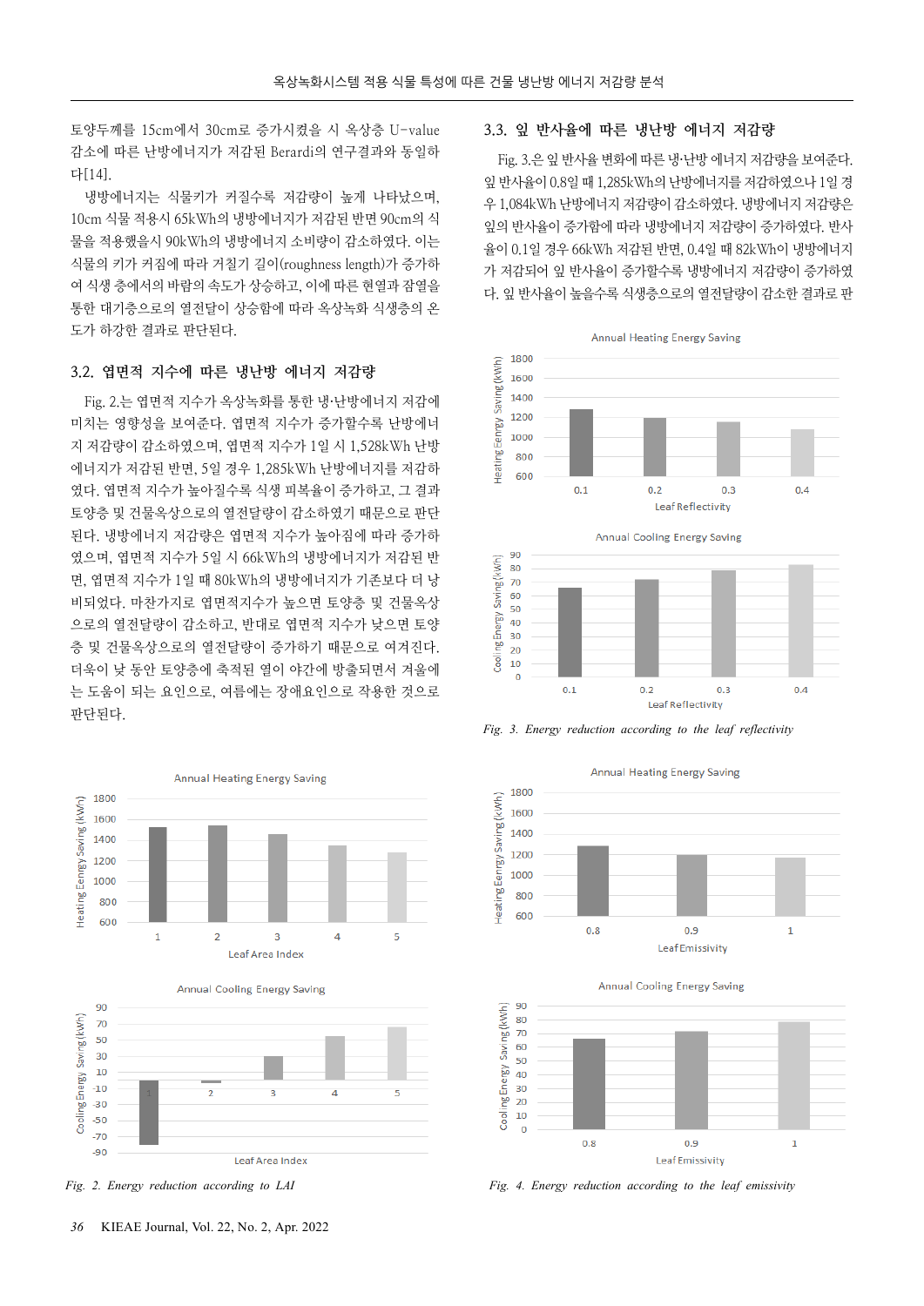토양두께를 15cm에서 30cm로 증가시켰을 시 옥상층 U-value 감소에 따른 난방에너지가 저감된 Berardi의 연구결과와 동일하다[14].

냉방에너지는 식물키가 커질수록 저감량이 높게 나타났으며, 10cm 식물 적용시 65kWh의 냉방에너지가 저감된 반면 90cm의 식물을 적용했을시 90kWh의 냉방에너지 소비량이 감소하였다. 이는 식물의 키가 커짐에 따라 거칠기 길이(roughness length)가 증가하여 식생 층에서의 바람의 속도가 상승하고, 이에 따른 현열과 잠열을 통한 대기층으로의 열전달이 상승함에 따라 옥상녹화 식생층의 온도가 하강한 결과로 판단된다.

## 3.2. 엽면적 지수에 따른 냉난방 에너지 저감량

Fig. 2.는 엽면적 지수가 옥상녹화를 통한 냉·난방에너지 저감에 미치는 영향성을 보여준다. 엽면적 지수가 증가할수록 난방에너지 저감량이 감소하였으며, 엽면적 지수가 1일 시 1,528kWh 난방에너지가 저감된 반면, 5일 경우 1,285kWh 난방에너지를 저감하였다. 엽면적 지수가 높아질수록 식생 피복율이 증가하고, 그 결과 토양층 및 건물옥상으로의 열전달량이 감소하였기 때문으로 판단된다. 냉방에너지 저감량은 엽면적 지수가 높아짐에 따라 증가하였으며, 엽면적 지수가 5일 시 66kWh의 냉방에너지가 저감된 반면, 엽면적 지수가 1일 때 80kWh의 냉방에너지가 기존보다 더 낭비되었다. 마찬가지로 엽면적지수가 높으면 토양층 및 건물옥상으로의 열전달량이 감소하고, 반대로 엽면적 지수가 낮으면 토양층 및 건물옥상으로의 열전달량이 증가하기 때문으로 여겨진다. 더욱이 낮 동안 토양층에 축적된 열이 야간에 방출되면서 겨울에는 도움이 되는 요인으로, 여름에는 장애요인으로 작용한 것으로 판단된다.

Fig. 2. Energy reduction according to LAI

## 3.3. 잎 반사율에 따른 냉난방 에너지 저감량

Fig. 3.은 잎 반사율 변화에 따른 냉·난방 에너지 저감량을 보여준다. 잎 반사율이 0.8일 때 1,285kWh의 난방에너지를 저감하였으나 1일 경우 1,084kWh 난방에너지 저감량이 감소하였다. 냉방에너지 저감량은 잎의 반사율이 증가함에 따라 냉방에너지 저감량이 증가하였다. 반사율이 0.1일 경우 66kWh 저감된 반면, 0.4일 때 82kWh이 냉방에너지가 저감되어 잎 반사율이 증가할수록 냉방에너지 저감량이 증가하였다. 잎 반사율이 높을수록 식생층으로의 열전달량이 감소한 결과로 판

Fig. 3. Energy reduction according to the leaf reflectivity

Fig. 4. Energy reduction according to the leaf emissivity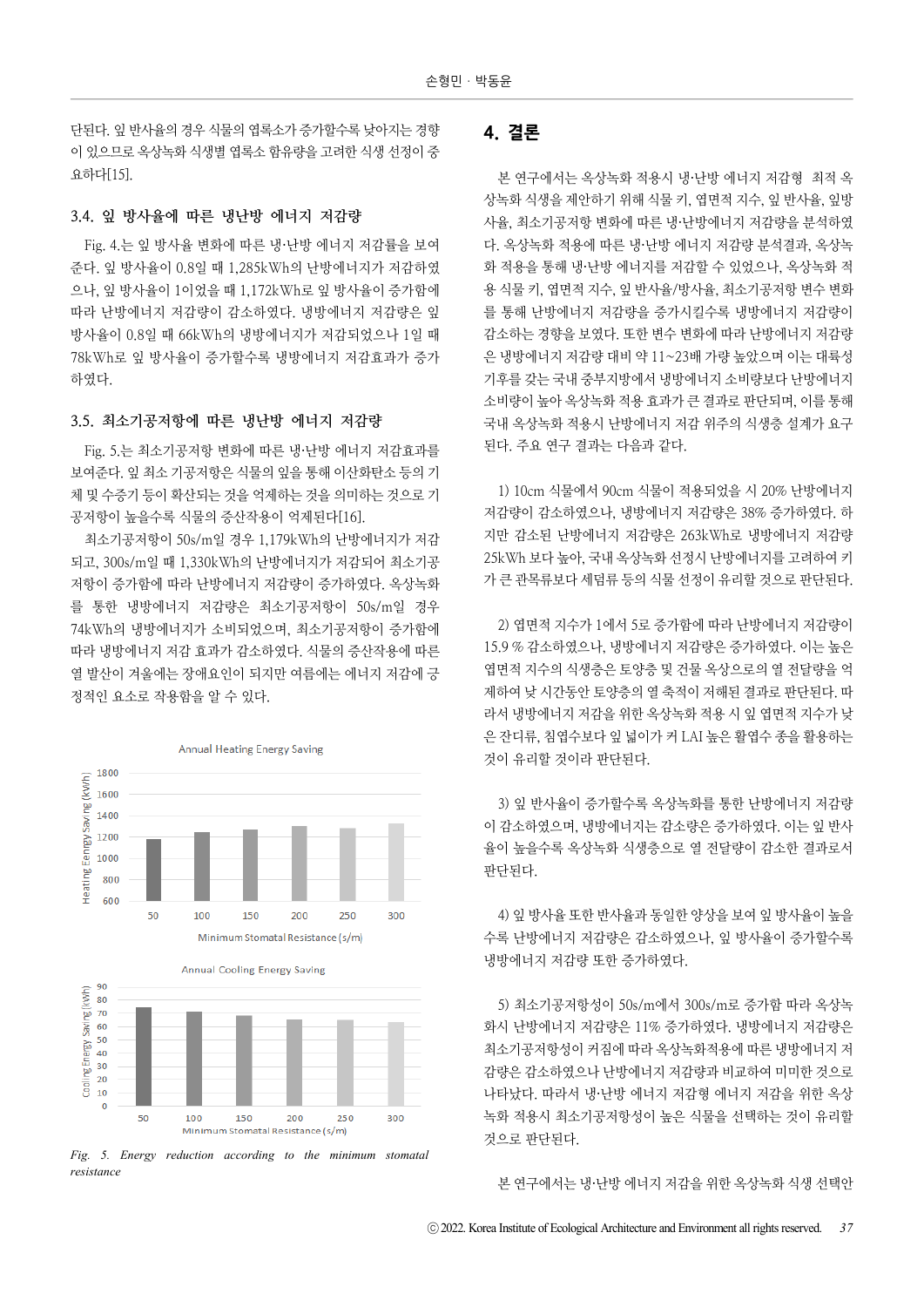단된다. 잎 반사율의 경우 식물의 엽록소가 증가할수록 낮아지는 경향이 있으므로 옥상녹화 식생별 엽록소 함유량을 고려한 식생 선정이 중요하다[15].

### 3.4. 잎 방사율에 따른 냉난방 에너지 저감량

Fig. 4.는 잎 방사율 변화에 따른 냉·난방 에너지 저감률을 보여준다. 잎 방사율이 0.8일 때 1,285kWh의 난방에너지가 저감하였으나, 잎 방사율이 1이었을 때 1,172kWh로 잎 방사율이 증가함에 따라 난방에너지 저감량이 감소하였다. 냉방에너지 저감량은 잎 방사율이 0.8일 때 66kWh의 냉방에너지가 저감되었으나 1일 때 78kWh로 잎 방사율이 증가할수록 냉방에너지 저감효과가 증가하였다.

### 3.5. 최소기공저항에 따른 냉난방 에너지 저감량

Fig. 5.는 최소기공저항 변화에 따른 냉·난방 에너지 저감효과를 보여준다. 잎 최소 기공저항은 식물의 잎을 통해 이산화탄소 등의 기체 및 수증기 등이 확산되는 것을 억제하는 것을 의미하는 것으로 기공저항이 높을수록 식물의 증산작용이 억제된다[16].

최소기공저항이 50s/m일 경우 1,179kWh의 난방에너지가 저감되고, 300s/m일 때 1,330kWh의 난방에너지가 저감되어 최소기공저항이 증가함에 따라 난방에너지 저감량이 증가하였다. 옥상녹화를 통한 냉방에너지 저감량은 최소기공저항이 50s/m일 경우 74kWh의 냉방에너지가 소비되었으며, 최소기공저항이 증가함에 따라 냉방에너지 저감 효과가 감소하였다. 식물의 증산작용에 따른 열 발산이 겨울에는 장애요인이 되지만 여름에는 에너지 저감에 긍정적인 요소로 작용함을 알 수 있다.

Fig. 5. *Energy reduction according to the minimum stomatal resistance*

## 4. 결론

본 연구에서는 옥상녹화 적용시 냉·난방 에너지 저감형 최적 옥상녹화 식생을 제안하기 위해 식물 키, 엽면적 지수, 잎 반사율, 잎방사율, 최소기공저항 변화에 따른 냉·난방에너지 저감량을 분석하였다. 옥상녹화 적용에 따른 냉·난방 에너지 저감량 분석결과, 옥상녹화 적용을 통해 냉·난방 에너지를 저감할 수 있었으나, 옥상녹화 적용 식물 키, 엽면적 지수, 잎 반사율/방사율, 최소기공저항 변수 변화를 통해 난방에너지 저감량을 증가시킬수록 냉방에너지 저감량이 감소하는 경향을 보였다. 또한 변수 변화에 따라 난방에너지 저감량은 냉방에너지 저감량 대비 약 11~23배 가량 높았으며 이는 대륙성 기후를 갖는 국내 중부지방에서 냉방에너지 소비량보다 난방에너지 소비량이 높아 옥상녹화 적용 효과가 큰 결과로 판단되며, 이를 통해 국내 옥상녹화 적용시 난방에너지 저감 위주의 식생층 설계가 요구된다. 주요 연구 결과는 다음과 같다.

1) 10cm 식물에서 90cm 식물이 적용되었을 시 20% 난방에너지 저감량이 감소하였으나, 냉방에너지 저감량은 38% 증가하였다. 하지만 감소된 난방에너지 저감량은 263kWh로 냉방에너지 저감량 25kWh 보다 높아, 국내 옥상녹화 선정시 난방에너지를 고려하여 키가 큰 관목류보다 세덤류 등의 식물 선정이 유리할 것으로 판단된다.

2) 엽면적 지수가 1에서 5로 증가함에 따라 난방에너지 저감량이 15.9 % 감소하였으나, 냉방에너지 저감량은 증가하였다. 이는 높은 엽면적 지수의 식생층은 토양층 및 건물 옥상으로의 열 전달량을 억제하여 낮 시간동안 토양층의 열 축적이 저해된 결과로 판단된다. 따라서 냉방에너지 저감을 위한 옥상녹화 적용 시 잎 엽면적 지수가 낮은 잔디류, 침엽수보다 잎 넓이가 커 LAI 높은 활엽수 종을 활용하는 것이 유리할 것이라 판단된다.

3) 잎 반사율이 증가할수록 옥상녹화를 통한 난방에너지 저감량이 감소하였으며, 냉방에너지는 감소량은 증가하였다. 이는 잎 반사율이 높을수록 옥상녹화 식생층으로 열 전달량이 감소한 결과로서 판단된다.

4) 잎 방사율 또한 반사율과 동일한 양상을 보여 잎 방사율이 높을수록 난방에너지 저감량은 감소하였으나, 잎 방사율이 증가할수록 냉방에너지 저감량 또한 증가하였다.

5) 최소기공저항성이 50s/m에서 300s/m로 증가할 따라 옥상녹화시 난방에너지 저감량은 11% 증가하였다. 냉방에너지 저감량은 최소기공저항성이 커짐에 따라 옥상녹화적용에 따른 냉방에너지 저감량은 감소하였으나 난방에너지 저감량과 비교하여 미미한 것으로 나타났다. 따라서 냉·난방 에너지 저감형 에너지 저감을 위한 옥상녹화 적용시 최소기공저항성이 높은 식물을 선택하는 것이 유리할 것으로 판단된다.

본 연구에서는 냉·난방 에너지 저감을 위한 옥상녹화 식생 선택안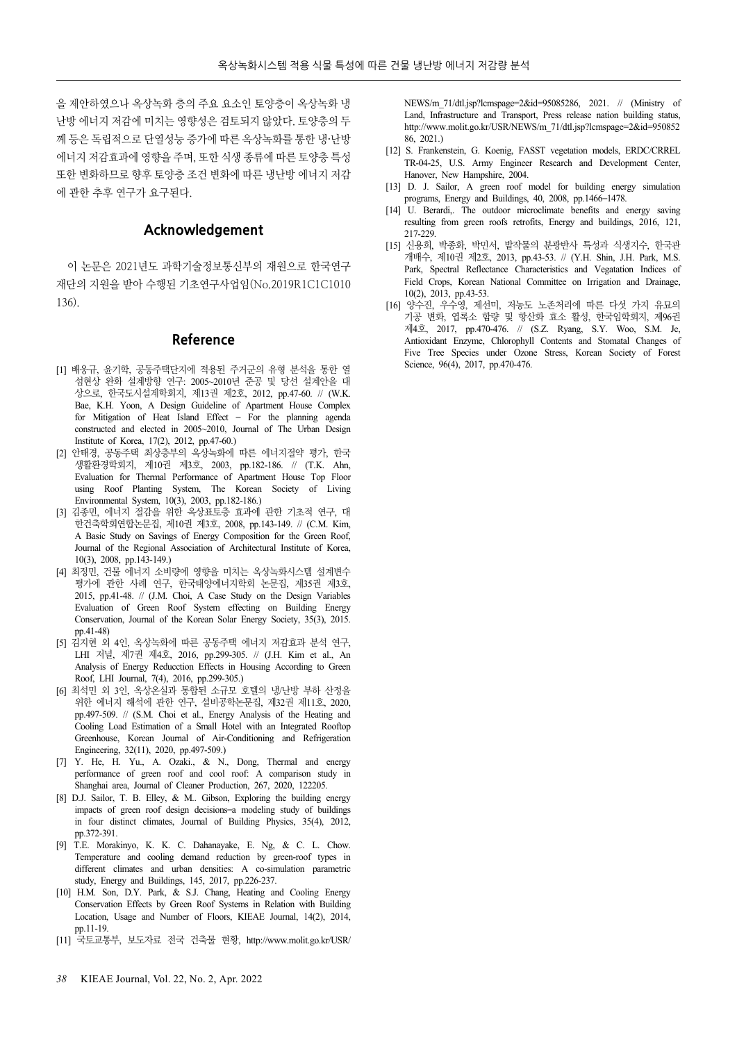을 제안하였으나 옥상녹화 층의 주요 요소인 토양층이 옥상녹화 냉난방 에너지 저감에 미치는 영향성은 검토되지 않았다. 토양층의 두께 등은 독립적으로 단열성능 증가에 따른 옥상녹화를 통한 냉·난방 에너지 저감효과에 영향을 주며, 또한 식생 종류에 따른 토양층 특성 또한 변화하므로 향후 토양층 조건 변화에 따른 냉난방 에너지 저감에 관한 추후 연구가 요구된다.

## Acknowledgement

이 논문은 2021년도 과학기술정보통신부의 재원으로 한국연구재단의 지원을 받아 수행된 기초연구사업임(No.2019R1C1C1010136).

## Reference

[1] 배웅규, 윤기학, 공동주택단지에 적용된 주거군의 유형 분석을 통한 열섬현상 완화 설계방향 연구: 2005~2010년 준공 및 당선 설계안을 대상으로, 한국도시설계학회지, 제13권 제2호, 2012, pp.47-60. // (W.K. Bae, K.H. Yoon, A Design Guideline of Apartment House Complex for Mitigation of Heat Island Effect – For the planning agenda constructed and elected in 2005~2010, Journal of The Urban Design Institute of Korea, 17(2), 2012, pp.47-60.)

[2] 안태경, 공동주택 최상층부의 옥상녹화에 따른 에너지절약 평가, 한국생활환경학회지, 제10권 제3호, 2003, pp.182-186. // (T.K. Ahn, Evaluation for Thermal Performance of Apartment House Top Floor using Roof Planting System, The Korean Society of Living Environmental System, 10(3), 2003, pp.182-186.)

[3] 김종민, 에너지 절감을 위한 옥상표토층 효과에 관한 기초적 연구, 대한건축학회연합논문집, 제10권 제3호, 2008, pp.143-149. // (C.M. Kim, A Basic Study on Savings of Energy Composition for the Green Roof, Journal of the Regional Association of Architectural Institute of Korea, 10(3), 2008, pp.143-149.)

[4] 최정민, 건물 에너지 소비량에 영향을 미치는 옥상녹화시스템 설계변수 평가에 관한 사례 연구, 한국태양에너지학회 논문집, 제35권 제3호, 2015, pp.41-48. // (J.M. Choi, A Case Study on the Design Variables Evaluation of Green Roof System effecting on Building Energy Conservation, Journal of the Korean Solar Energy Society, 35(3), 2015. pp.41-48)

[5] 김지현 외 4인, 옥상녹화에 따른 공동주택 에너지 저감효과 분석 연구, LHI 저널, 제7권 제4호, 2016, pp.299-305. // (J.H. Kim et al., An Analysis of Energy Reducction Effects in Housing According to Green Roof, LHI Journal, 7(4), 2016, pp.299-305.)

[6] 최석민 외 3인, 옥상온실과 통합된 소규모 호텔의 냉/난방 부하 산정을 위한 에너지 해석에 관한 연구, 설비공학논문집, 제32권 제11호, 2020, pp.497-509. // (S.M. Choi et al., Energy Analysis of the Heating and Cooling Load Estimation of a Small Hotel with an Integrated Rooftop Greenhouse, Korean Journal of Air-Conditioning and Refrigeration Engineering, 32(11), 2020, pp.497-509.)

[7] Y. He, H. Yu., A. Ozaki., & N., Dong, Thermal and energy performance of green roof and cool roof: A comparison study in Shanghai area, Journal of Cleaner Production, 267, 2020, 122205.

[8] D.J. Sailor, T. B. Elley, & M.. Gibson, Exploring the building energy impacts of green roof design decisions–a modeling study of buildings in four distinct climates, Journal of Building Physics, 35(4), 2012, pp.372-391.

[9] T.E. Morakinyo, K. K. C. Dahanayake, E. Ng, & C. L. Chow. Temperature and cooling demand reduction by green-roof types in different climates and urban densities: A co-simulation parametric study, Energy and Buildings, 145, 2017, pp.226-237.

[10] H.M. Son, D.Y. Park, & S.J. Chang, Heating and Cooling Energy Conservation Effects by Green Roof Systems in Relation with Building Location, Usage and Number of Floors, KIEAE Journal, 14(2), 2014, pp.11-19.

[11] 국토교통부, 보도자료 전국 건축물 현황, http://www.molit.go.kr/USR/NEWS/m_71/dtl.jsp?lcmspage=2&id=95085286, 2021. // (Ministry of Land, Infrastructure and Transport, Press release nation building status, http://www.molit.go.kr/USR/NEWS/m_71/dtl.jsp?lcmspage=2&id=95085286, 2021.)

[12] S. Frankenstein, G. Koenig, FASST vegetation models, ERDC/CRREL TR-04-25, U.S. Army Engineer Research and Development Center, Hanover, New Hampshire, 2004.

[13] D. J. Sailor, A green roof model for building energy simulation programs, Energy and Buildings, 40, 2008, pp.1466–1478.

[14] U. Berardi,. The outdoor microclimate benefits and energy saving resulting from green roofs retrofits, Energy and buildings, 2016, 121, 217-229.

[15] 신용희, 박종화, 박민서, 밭작물의 분광반사 특성과 식생지수, 한국관개배수, 제10권 제2호, 2013, pp.43-53. // (Y.H. Shin, J.H. Park, M.S. Park, Spectral Reflectance Characteristics and Vegatation Indices of Field Crops, Korean National Committee on Irrigation and Drainage, 10(2), 2013, pp.43-53.

[16] 양수진, 우수영, 제선미, 저농도 노존처리에 따른 다섯 가지 유묘의 기공 변화, 엽록소 함량 및 항산화 효소 활성, 한국임학회지, 제96권 제4호, 2017, pp.470-476. // (S.Z. Ryang, S.Y. Woo, S.M. Je, Antioxidant Enzyme, Chlorophyll Contents and Stomatal Changes of Five Tree Species under Ozone Stress, Korean Society of Forest Science, 96(4), 2017, pp.470-476.